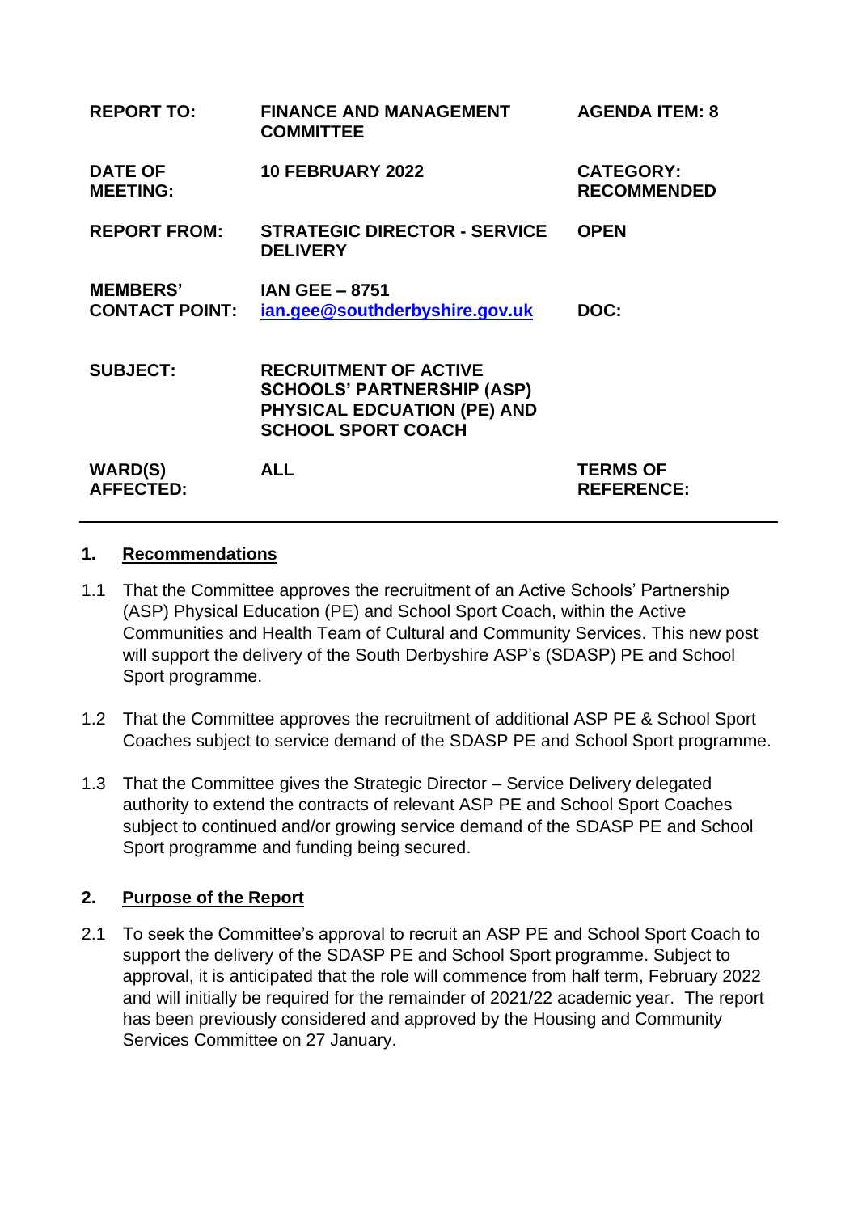| | | |
|---|---|---|
| **REPORT TO:** | **FINANCE AND MANAGEMENT COMMITTEE** | **AGENDA ITEM: 8** |
| **DATE OF MEETING:** | **10 FEBRUARY 2022** | **CATEGORY: RECOMMENDED** |
| **REPORT FROM:** | **STRATEGIC DIRECTOR - SERVICE DELIVERY** | **OPEN** |
| **MEMBERS' CONTACT POINT:** | **IAN GEE – 8751** **ian.gee@southderbyshire.gov.uk** | **DOC:** |
| **SUBJECT:** | **RECRUITMENT OF ACTIVE SCHOOLS' PARTNERSHIP (ASP) PHYSICAL EDCUATION (PE) AND SCHOOL SPORT COACH** | |
| **WARD(S) AFFECTED:** | **ALL** | **TERMS OF REFERENCE:** |

## 1. Recommendations

1.1 That the Committee approves the recruitment of an Active Schools' Partnership (ASP) Physical Education (PE) and School Sport Coach, within the Active Communities and Health Team of Cultural and Community Services. This new post will support the delivery of the South Derbyshire ASP's (SDASP) PE and School Sport programme.

1.2 That the Committee approves the recruitment of additional ASP PE & School Sport Coaches subject to service demand of the SDASP PE and School Sport programme.

1.3 That the Committee gives the Strategic Director – Service Delivery delegated authority to extend the contracts of relevant ASP PE and School Sport Coaches subject to continued and/or growing service demand of the SDASP PE and School Sport programme and funding being secured.

## 2. Purpose of the Report

2.1 To seek the Committee's approval to recruit an ASP PE and School Sport Coach to support the delivery of the SDASP PE and School Sport programme. Subject to approval, it is anticipated that the role will commence from half term, February 2022 and will initially be required for the remainder of 2021/22 academic year. The report has been previously considered and approved by the Housing and Community Services Committee on 27 January.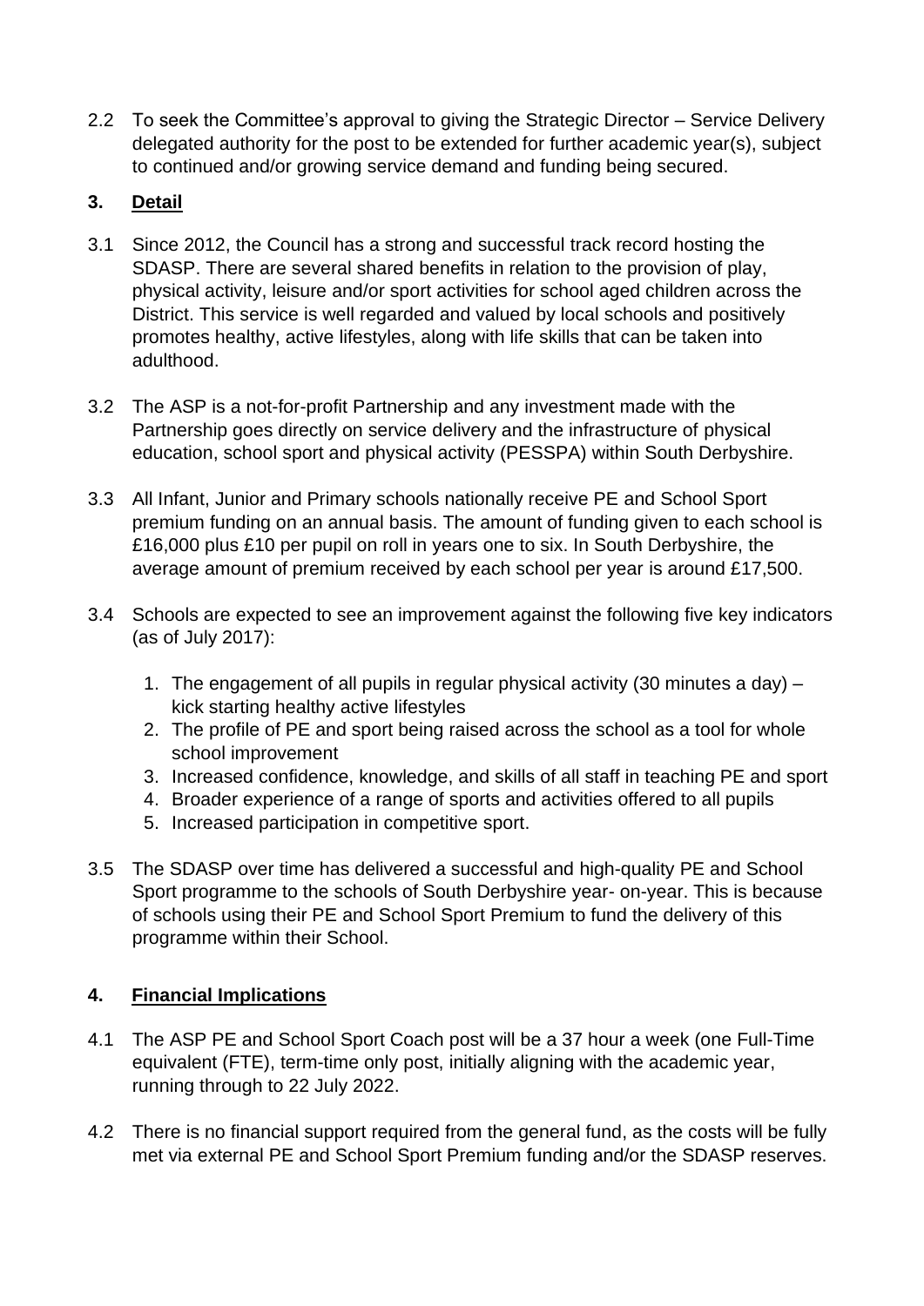2.2 To seek the Committee's approval to giving the Strategic Director – Service Delivery delegated authority for the post to be extended for further academic year(s), subject to continued and/or growing service demand and funding being secured.

## 3. Detail

3.1 Since 2012, the Council has a strong and successful track record hosting the SDASP. There are several shared benefits in relation to the provision of play, physical activity, leisure and/or sport activities for school aged children across the District. This service is well regarded and valued by local schools and positively promotes healthy, active lifestyles, along with life skills that can be taken into adulthood.

3.2 The ASP is a not-for-profit Partnership and any investment made with the Partnership goes directly on service delivery and the infrastructure of physical education, school sport and physical activity (PESSPA) within South Derbyshire.

3.3 All Infant, Junior and Primary schools nationally receive PE and School Sport premium funding on an annual basis. The amount of funding given to each school is £16,000 plus £10 per pupil on roll in years one to six. In South Derbyshire, the average amount of premium received by each school per year is around £17,500.

3.4 Schools are expected to see an improvement against the following five key indicators (as of July 2017):

1. The engagement of all pupils in regular physical activity (30 minutes a day) – kick starting healthy active lifestyles
2. The profile of PE and sport being raised across the school as a tool for whole school improvement
3. Increased confidence, knowledge, and skills of all staff in teaching PE and sport
4. Broader experience of a range of sports and activities offered to all pupils
5. Increased participation in competitive sport.

3.5 The SDASP over time has delivered a successful and high-quality PE and School Sport programme to the schools of South Derbyshire year- on-year. This is because of schools using their PE and School Sport Premium to fund the delivery of this programme within their School.

## 4. Financial Implications

4.1 The ASP PE and School Sport Coach post will be a 37 hour a week (one Full-Time equivalent (FTE), term-time only post, initially aligning with the academic year, running through to 22 July 2022.

4.2 There is no financial support required from the general fund, as the costs will be fully met via external PE and School Sport Premium funding and/or the SDASP reserves.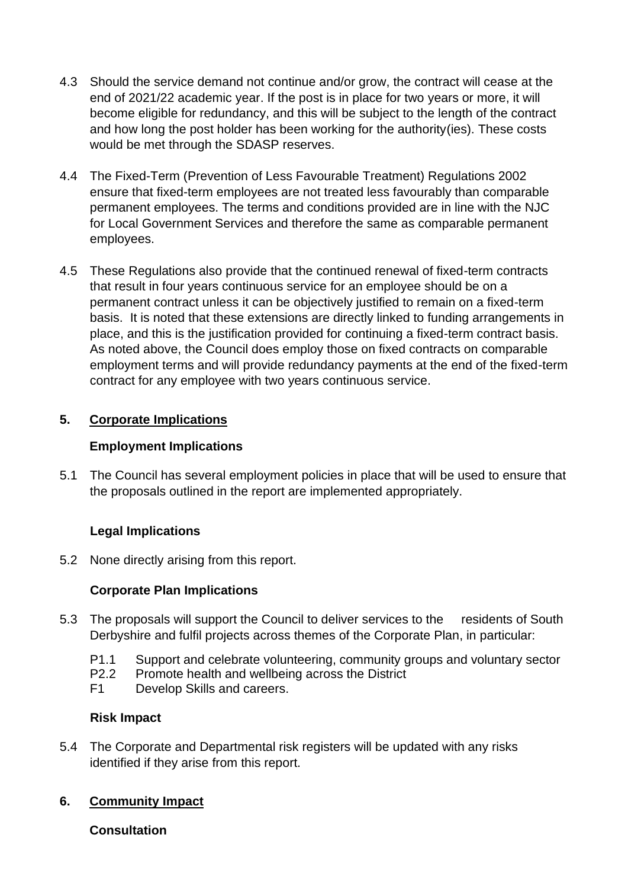4.3 Should the service demand not continue and/or grow, the contract will cease at the end of 2021/22 academic year. If the post is in place for two years or more, it will become eligible for redundancy, and this will be subject to the length of the contract and how long the post holder has been working for the authority(ies). These costs would be met through the SDASP reserves.

4.4 The Fixed-Term (Prevention of Less Favourable Treatment) Regulations 2002 ensure that fixed-term employees are not treated less favourably than comparable permanent employees. The terms and conditions provided are in line with the NJC for Local Government Services and therefore the same as comparable permanent employees.

4.5 These Regulations also provide that the continued renewal of fixed-term contracts that result in four years continuous service for an employee should be on a permanent contract unless it can be objectively justified to remain on a fixed-term basis. It is noted that these extensions are directly linked to funding arrangements in place, and this is the justification provided for continuing a fixed-term contract basis. As noted above, the Council does employ those on fixed contracts on comparable employment terms and will provide redundancy payments at the end of the fixed-term contract for any employee with two years continuous service.

## 5. Corporate Implications

### Employment Implications

5.1 The Council has several employment policies in place that will be used to ensure that the proposals outlined in the report are implemented appropriately.

### Legal Implications

5.2 None directly arising from this report.

### Corporate Plan Implications

5.3 The proposals will support the Council to deliver services to the residents of South Derbyshire and fulfil projects across themes of the Corporate Plan, in particular:

- P1.1 Support and celebrate volunteering, community groups and voluntary sector
- P2.2 Promote health and wellbeing across the District
- F1 Develop Skills and careers.

### Risk Impact

5.4 The Corporate and Departmental risk registers will be updated with any risks identified if they arise from this report.

## 6. Community Impact

### Consultation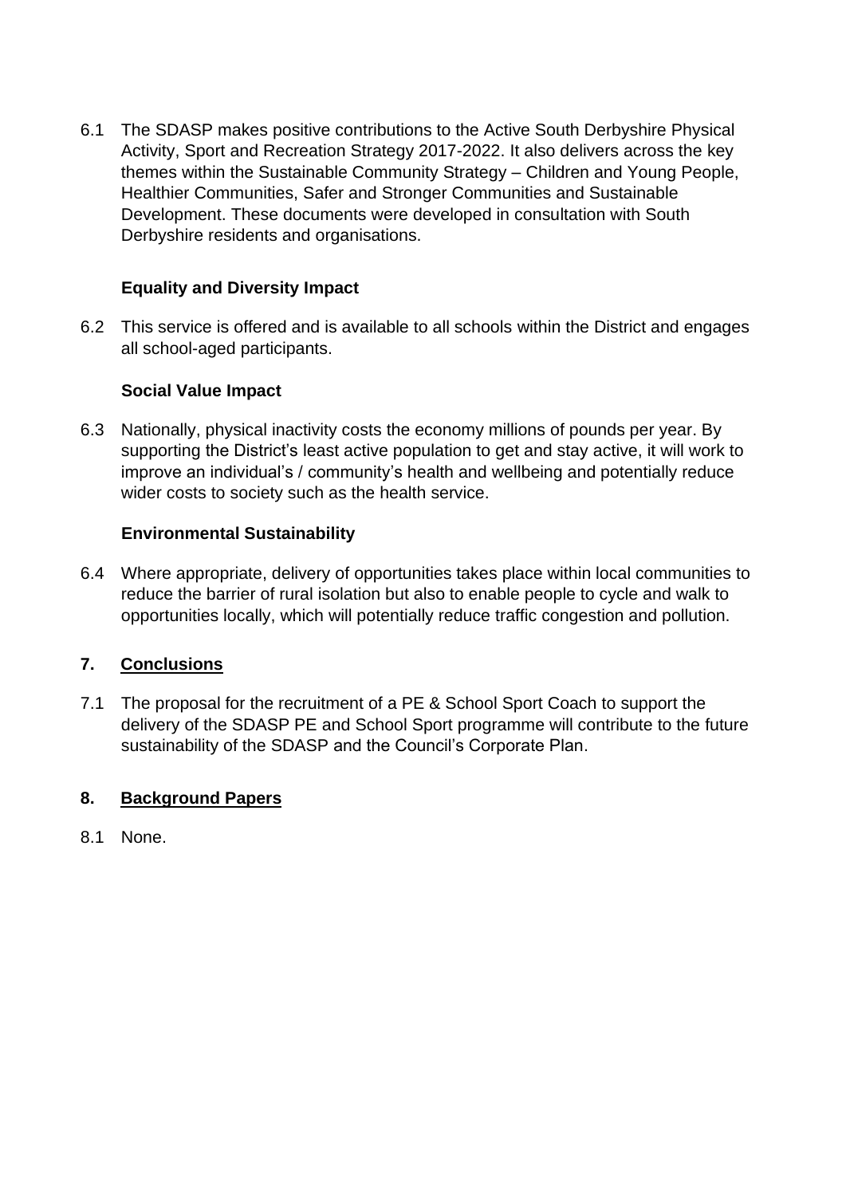6.1 The SDASP makes positive contributions to the Active South Derbyshire Physical Activity, Sport and Recreation Strategy 2017-2022. It also delivers across the key themes within the Sustainable Community Strategy – Children and Young People, Healthier Communities, Safer and Stronger Communities and Sustainable Development. These documents were developed in consultation with South Derbyshire residents and organisations.

**Equality and Diversity Impact**

6.2 This service is offered and is available to all schools within the District and engages all school-aged participants.

**Social Value Impact**

6.3 Nationally, physical inactivity costs the economy millions of pounds per year. By supporting the District's least active population to get and stay active, it will work to improve an individual's / community's health and wellbeing and potentially reduce wider costs to society such as the health service.

**Environmental Sustainability**

6.4 Where appropriate, delivery of opportunities takes place within local communities to reduce the barrier of rural isolation but also to enable people to cycle and walk to opportunities locally, which will potentially reduce traffic congestion and pollution.

## 7. Conclusions

7.1 The proposal for the recruitment of a PE & School Sport Coach to support the delivery of the SDASP PE and School Sport programme will contribute to the future sustainability of the SDASP and the Council's Corporate Plan.

## 8. Background Papers

8.1 None.